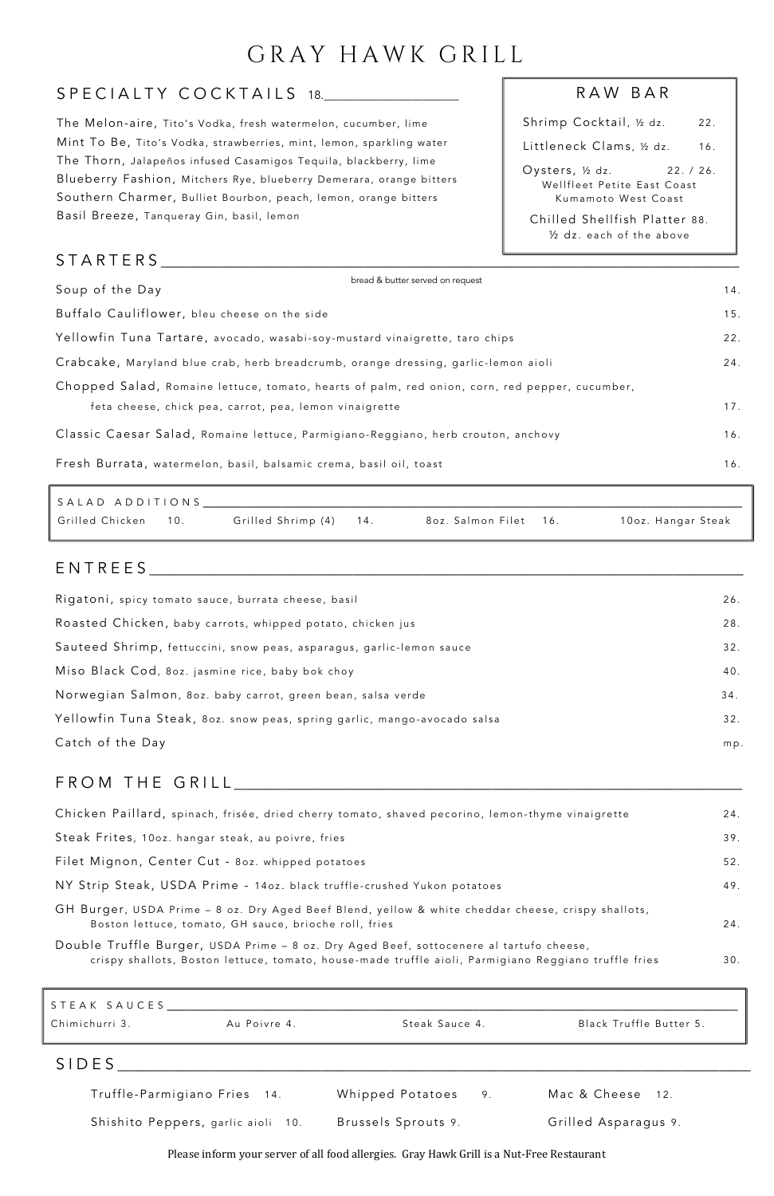# GRAY HAWK GRILL

## SPECIALTY COCKTAILS 18.

**The Melon-aire,** Tito's Vodka, fresh watermelon, cucumber, lime

**Mint To Be,** Tito's Vodka, strawberries, mint, lemon, sparkling water

**The Thorn,** Jalapeños infused Casamigos Tequila, blackberry, lime

**Blueberry Fashion,** Mitchers Rye, blueberry Demerara, orange bitters

**Southern Charmer,** Bulliet Bourbon, peach, lemon, orange bitters

**Basil Breeze,** Tanqueray Gin, basil, lemon

## RAW BAR

**Shrimp Cocktail,** ½ dz. 22.

**Littleneck Clams,** ½ dz. 16.

**Oysters,** ½ dz. 22. / 26.
Wellfleet Petite East Coast
Kumamoto West Coast

**Chilled Shellfish Platter** 88.
½ dz. each of the above

## STARTERS

bread & butter served on request

**Soup of the Day** 14.

**Buffalo Cauliflower,** bleu cheese on the side 15.

**Yellowfin Tuna Tartare,** avocado, wasabi-soy-mustard vinaigrette, taro chips 22.

**Crabcake,** Maryland blue crab, herb breadcrumb, orange dressing, garlic-lemon aioli 24.

**Chopped Salad,** Romaine lettuce, tomato, hearts of palm, red onion, corn, red pepper, cucumber, feta cheese, chick pea, carrot, pea, lemon vinaigrette 17.

**Classic Caesar Salad,** Romaine lettuce, Parmigiano-Reggiano, herb crouton, anchovy 16.

**Fresh Burrata,** watermelon, basil, balsamic crema, basil oil, toast 16.

### SALAD ADDITIONS

Grilled Chicken 10. | Grilled Shrimp (4) 14. | 8oz. Salmon Filet 16. | 10oz. Hangar Steak

## ENTREES

**Rigatoni,** spicy tomato sauce, burrata cheese, basil 26.

**Roasted Chicken,** baby carrots, whipped potato, chicken jus 28.

**Sauteed Shrimp,** fettuccini, snow peas, asparagus, garlic-lemon sauce 32.

**Miso Black Cod,** 8oz. jasmine rice, baby bok choy 40.

**Norwegian Salmon,** 8oz. baby carrot, green bean, salsa verde 34.

**Yellowfin Tuna Steak,** 8oz. snow peas, spring garlic, mango-avocado salsa 32.

**Catch of the Day** mp.

## FROM THE GRILL

**Chicken Paillard,** spinach, frisée, dried cherry tomato, shaved pecorino, lemon-thyme vinaigrette 24.

**Steak Frites,** 10oz. hangar steak, au poivre, fries 39.

**Filet Mignon, Center Cut** - 8oz. whipped potatoes 52.

**NY Strip Steak, USDA Prime** - 14oz. black truffle-crushed Yukon potatoes 49.

**GH Burger,** USDA Prime – 8 oz. Dry Aged Beef Blend, yellow & white cheddar cheese, crispy shallots, Boston lettuce, tomato, GH sauce, brioche roll, fries 24.

**Double Truffle Burger,** USDA Prime – 8 oz. Dry Aged Beef, sottocenere al tartufo cheese, crispy shallots, Boston lettuce, tomato, house-made truffle aioli, Parmigiano Reggiano truffle fries 30.

### STEAK SAUCES

Chimichurri 3. | Au Poivre 4. | Steak Sauce 4. | Black Truffle Butter 5.

## SIDES

Truffle-Parmigiano Fries 14.

Whipped Potatoes 9.

Mac & Cheese 12.

Shishito Peppers, garlic aioli 10.

Brussels Sprouts 9.

Grilled Asparagus 9.

Please inform your server of all food allergies. Gray Hawk Grill is a Nut-Free Restaurant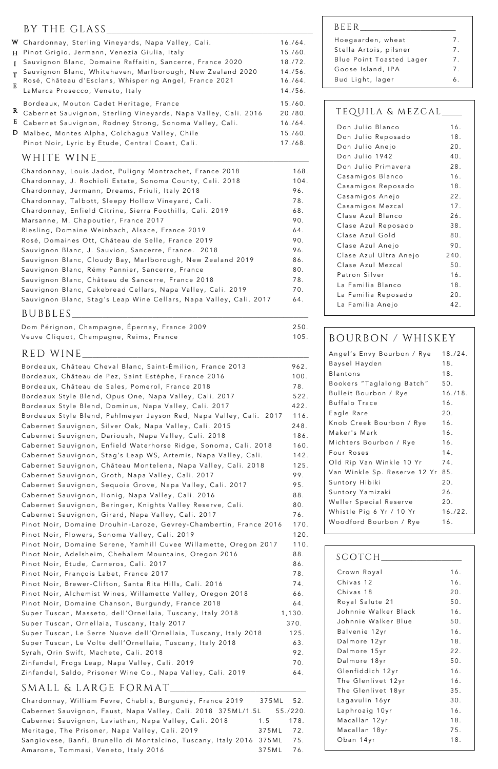## BY THE GLASS

### WHITE

| | |
|---|---|
| Chardonnay, Sterling Vineyards, Napa Valley, Cali. | 16./64. |
| Pinot Grigio, Jermann, Venezia Giulia, Italy | 15./60. |
| Sauvignon Blanc, Domaine Raffaitin, Sancerre, France 2020 | 18./72. |
| Sauvignon Blanc, Whitehaven, Marlborough, New Zealand 2020 | 14./56. |
| Rosé, Château d'Esclans, Whispering Angel, France 2021 | 16./64. |
| LaMarca Prosecco, Veneto, Italy | 14./56. |

### RED

| | |
|---|---|
| Bordeaux, Mouton Cadet Heritage, France | 15./60. |
| Cabernet Sauvignon, Sterling Vineyards, Napa Valley, Cali. 2016 | 20./80. |
| Cabernet Sauvignon, Rodney Strong, Sonoma Valley, Cali. | 16./64. |
| Malbec, Montes Alpha, Colchagua Valley, Chile | 15./60. |
| Pinot Noir, Lyric by Etude, Central Coast, Cali. | 17./68. |

## WHITE WINE

| | |
|---|---|
| Chardonnay, Louis Jadot, Puligny Montrachet, France 2018 | 168. |
| Chardonnay, J. Rochioli Estate, Sonoma County, Cali. 2018 | 104. |
| Chardonnay, Jermann, Dreams, Friuli, Italy 2018 | 96. |
| Chardonnay, Talbott, Sleepy Hollow Vineyard, Cali. | 78. |
| Chardonnay, Enfield Citrine, Sierra Foothills, Cali. 2019 | 68. |
| Marsanne, M. Chapoutier, France 2017 | 90. |
| Riesling, Domaine Weinbach, Alsace, France 2019 | 64. |
| Rosé, Domaines Ott, Château de Selle, France 2019 | 90. |
| Sauvignon Blanc, J. Sauvion, Sancerre, France. 2018 | 96. |
| Sauvignon Blanc, Cloudy Bay, Marlborough, New Zealand 2019 | 86. |
| Sauvignon Blanc, Rémy Pannier, Sancerre, France | 80. |
| Sauvignon Blanc, Château de Sancerre, France 2018 | 78. |
| Sauvignon Blanc, Cakebread Cellars, Napa Valley, Cali. 2019 | 70. |
| Sauvignon Blanc, Stag's Leap Wine Cellars, Napa Valley, Cali. 2017 | 64. |

## BUBBLES

| | |
|---|---|
| Dom Pérignon, Champagne, Épernay, France 2009 | 250. |
| Veuve Cliquot, Champagne, Reims, France | 105. |

## RED WINE

| | |
|---|---|
| Bordeaux, Château Cheval Blanc, Saint-Émilion, France 2013 | 962. |
| Bordeaux, Château de Pez, Saint Estèphe, France 2016 | 100. |
| Bordeaux, Château de Sales, Pomerol, France 2018 | 78. |
| Bordeaux Style Blend, Opus One, Napa Valley, Cali. 2017 | 522. |
| Bordeaux Style Blend, Dominus, Napa Valley, Cali. 2017 | 422. |
| Bordeaux Style Blend, Pahlmeyer Jayson Red, Napa Valley, Cali. 2017 | 116. |
| Cabernet Sauvignon, Silver Oak, Napa Valley, Cali. 2015 | 248. |
| Cabernet Sauvignon, Darioush, Napa Valley, Cali. 2018 | 186. |
| Cabernet Sauvignon, Enfield Waterhorse Ridge, Sonoma, Cali. 2018 | 160. |
| Cabernet Sauvignon, Stag's Leap WS, Artemis, Napa Valley, Cali. | 142. |
| Cabernet Sauvignon, Château Montelena, Napa Valley, Cali. 2018 | 125. |
| Cabernet Sauvignon, Groth, Napa Valley, Cali. 2017 | 99. |
| Cabernet Sauvignon, Sequoia Grove, Napa Valley, Cali. 2017 | 95. |
| Cabernet Sauvignon, Honig, Napa Valley, Cali. 2016 | 88. |
| Cabernet Sauvignon, Beringer, Knights Valley Reserve, Cali. | 80. |
| Cabernet Sauvignon, Girard, Napa Valley, Cali. 2017 | 76. |
| Pinot Noir, Domaine Drouhin-Laroze, Gevrey-Chambertin, France 2016 | 170. |
| Pinot Noir, Flowers, Sonoma Valley, Cali. 2019 | 120. |
| Pinot Noir, Domaine Serene, Yamhill Cuvee Willamette, Oregon 2017 | 110. |
| Pinot Noir, Adelsheim, Chehalem Mountains, Oregon 2016 | 88. |
| Pinot Noir, Etude, Carneros, Cali. 2017 | 86. |
| Pinot Noir, François Labet, France 2017 | 78. |
| Pinot Noir, Brewer-Clifton, Santa Rita Hills, Cali. 2016 | 74. |
| Pinot Noir, Alchemist Wines, Willamette Valley, Oregon 2018 | 66. |
| Pinot Noir, Domaine Chanson, Burgundy, France 2018 | 64. |
| Super Tuscan, Masseto, dell'Ornellaia, Tuscany, Italy 2018 | 1,130. |
| Super Tuscan, Ornellaia, Tuscany, Italy 2017 | 370. |
| Super Tuscan, Le Serre Nuove dell'Ornellaia, Tuscany, Italy 2018 | 125. |
| Super Tuscan, Le Volte dell'Ornellaia, Tuscany, Italy 2018 | 63. |
| Syrah, Orin Swift, Machete, Cali. 2018 | 92. |
| Zinfandel, Frogs Leap, Napa Valley, Cali. 2019 | 70. |
| Zinfandel, Saldo, Prisoner Wine Co., Napa Valley, Cali. 2019 | 64. |

## SMALL & LARGE FORMAT

| | | |
|---|---|---|
| Chardonnay, William Fevre, Chablis, Burgundy, France 2019 | 375ML | 52. |
| Cabernet Sauvignon, Faust, Napa Valley, Cali. 2018 | 375ML/1.5L | 55./220. |
| Cabernet Sauvignon, Laviathan, Napa Valley, Cali. 2018 | 1.5 | 178. |
| Meritage, The Prisoner, Napa Valley, Cali. 2019 | 375ML | 72. |
| Sangiovese, Banfi, Brunello di Montalcino, Tuscany, Italy 2016 | 375ML | 75. |
| Amarone, Tommasi, Veneto, Italy 2016 | 375ML | 76. |

## BEER

| | |
|---|---|
| Hoegaarden, wheat | 7. |
| Stella Artois, pilsner | 7. |
| Blue Point Toasted Lager | 7. |
| Goose Island, IPA | 7. |
| Bud Light, lager | 6. |

## TEQUILA & MEZCAL

| | |
|---|---|
| Don Julio Blanco | 16. |
| Don Julio Reposado | 18. |
| Don Julio Anejo | 20. |
| Don Julio 1942 | 40. |
| Don Julio Primavera | 28. |
| Casamigos Blanco | 16. |
| Casamigos Reposado | 18. |
| Casamigos Anejo | 22. |
| Casamigos Mezcal | 17. |
| Clase Azul Blanco | 26. |
| Clase Azul Reposado | 38. |
| Clase Azul Gold | 80. |
| Clase Azul Anejo | 90. |
| Clase Azul Ultra Anejo | 240. |
| Clase Azul Mezcal | 50. |
| Patron Silver | 16. |
| La Familia Blanco | 18. |
| La Familia Reposado | 20. |
| La Familia Anejo | 42. |

## BOURBON / WHISKEY

| | |
|---|---|
| Angel's Envy Bourbon / Rye | 18./24. |
| Baysel Hayden | 18. |
| Blantons | 18. |
| Bookers "Taglalong Batch" | 50. |
| Bulleit Bourbon / Rye | 16./18. |
| Buffalo Trace | 16. |
| Eagle Rare | 20. |
| Knob Creek Bourbon / Rye | 16. |
| Maker's Mark | 16. |
| Michters Bourbon / Rye | 16. |
| Four Roses | 14. |
| Old Rip Van Winkle 10 Yr | 74. |
| Van Winkle Sp. Reserve 12 Yr | 85. |
| Suntory Hibiki | 20. |
| Suntory Yamizaki | 26. |
| Weller Special Reserve | 20. |
| Whistle Pig 6 Yr / 10 Yr | 16./22. |
| Woodford Bourbon / Rye | 16. |

## SCOTCH

| | |
|---|---|
| Crown Royal | 16. |
| Chivas 12 | 16. |
| Chivas 18 | 20. |
| Royal Salute 21 | 50. |
| Johnnie Walker Black | 16. |
| Johnnie Walker Blue | 50. |
| Balvenie 12yr | 16. |
| Dalmore 12yr | 18. |
| Dalmore 15yr | 22. |
| Dalmore 18yr | 50. |
| Glenfiddich 12yr | 16. |
| The Glenlivet 12yr | 16. |
| The Glenlivet 18yr | 35. |
| Lagavulin 16yr | 30. |
| Laphroaig 10yr | 16. |
| Macallan 12yr | 18. |
| Macallan 18yr | 75. |
| Oban 14yr | 18. |